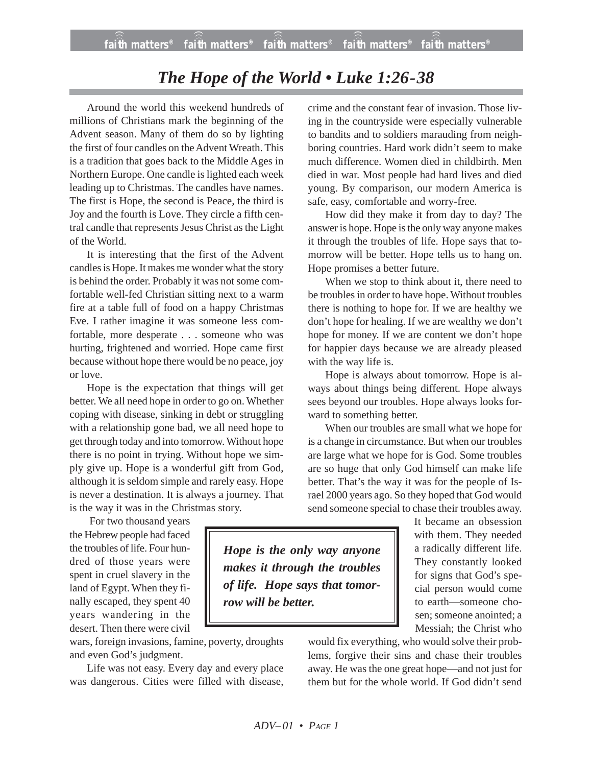# *The Hope of the World • Luke 1:26-38*

Around the world this weekend hundreds of millions of Christians mark the beginning of the Advent season. Many of them do so by lighting the first of four candles on the Advent Wreath. This is a tradition that goes back to the Middle Ages in Northern Europe. One candle is lighted each week leading up to Christmas. The candles have names. The first is Hope, the second is Peace, the third is Joy and the fourth is Love. They circle a fifth central candle that represents Jesus Christ as the Light of the World.

It is interesting that the first of the Advent candles is Hope. It makes me wonder what the story is behind the order. Probably it was not some comfortable well-fed Christian sitting next to a warm fire at a table full of food on a happy Christmas Eve. I rather imagine it was someone less comfortable, more desperate . . . someone who was hurting, frightened and worried. Hope came first because without hope there would be no peace, joy or love.

Hope is the expectation that things will get better. We all need hope in order to go on. Whether coping with disease, sinking in debt or struggling with a relationship gone bad, we all need hope to get through today and into tomorrow. Without hope there is no point in trying. Without hope we simply give up. Hope is a wonderful gift from God, although it is seldom simple and rarely easy. Hope is never a destination. It is always a journey. That is the way it was in the Christmas story.

For two thousand years the Hebrew people had faced the troubles of life. Four hundred of those years were spent in cruel slavery in the land of Egypt. When they finally escaped, they spent 40 years wandering in the desert. Then there were civil wars, foreign invasions, famine, poverty, droughts and even God's judgment.

Life was not easy. Every day and every place was dangerous. Cities were filled with disease, crime and the constant fear of invasion. Those living in the countryside were especially vulnerable to bandits and to soldiers marauding from neighboring countries. Hard work didn't seem to make much difference. Women died in childbirth. Men died in war. Most people had hard lives and died young. By comparison, our modern America is safe, easy, comfortable and worry-free.

How did they make it from day to day? The answer is hope. Hope is the only way anyone makes it through the troubles of life. Hope says that tomorrow will be better. Hope tells us to hang on. Hope promises a better future.

When we stop to think about it, there need to be troubles in order to have hope. Without troubles there is nothing to hope for. If we are healthy we don't hope for healing. If we are wealthy we don't hope for money. If we are content we don't hope for happier days because we are already pleased with the way life is.

Hope is always about tomorrow. Hope is always about things being different. Hope always sees beyond our troubles. Hope always looks forward to something better.

When our troubles are small what we hope for is a change in circumstance. But when our troubles are large what we hope for is God. Some troubles are so huge that only God himself can make life better. That's the way it was for the people of Israel 2000 years ago. So they hoped that God would send someone special to chase their troubles away. It became an obsession with them. They needed a radically different life. They constantly looked for signs that God's special person would come to earth—someone chosen; someone anointed; a Messiah; the Christ who would fix everything, who would solve their problems, forgive their sins and chase their troubles away. He was the one great hope—and not just for them but for the whole world. If God didn't send

> ***Hope is the only way anyone makes it through the troubles of life. Hope says that tomorrow will be better.***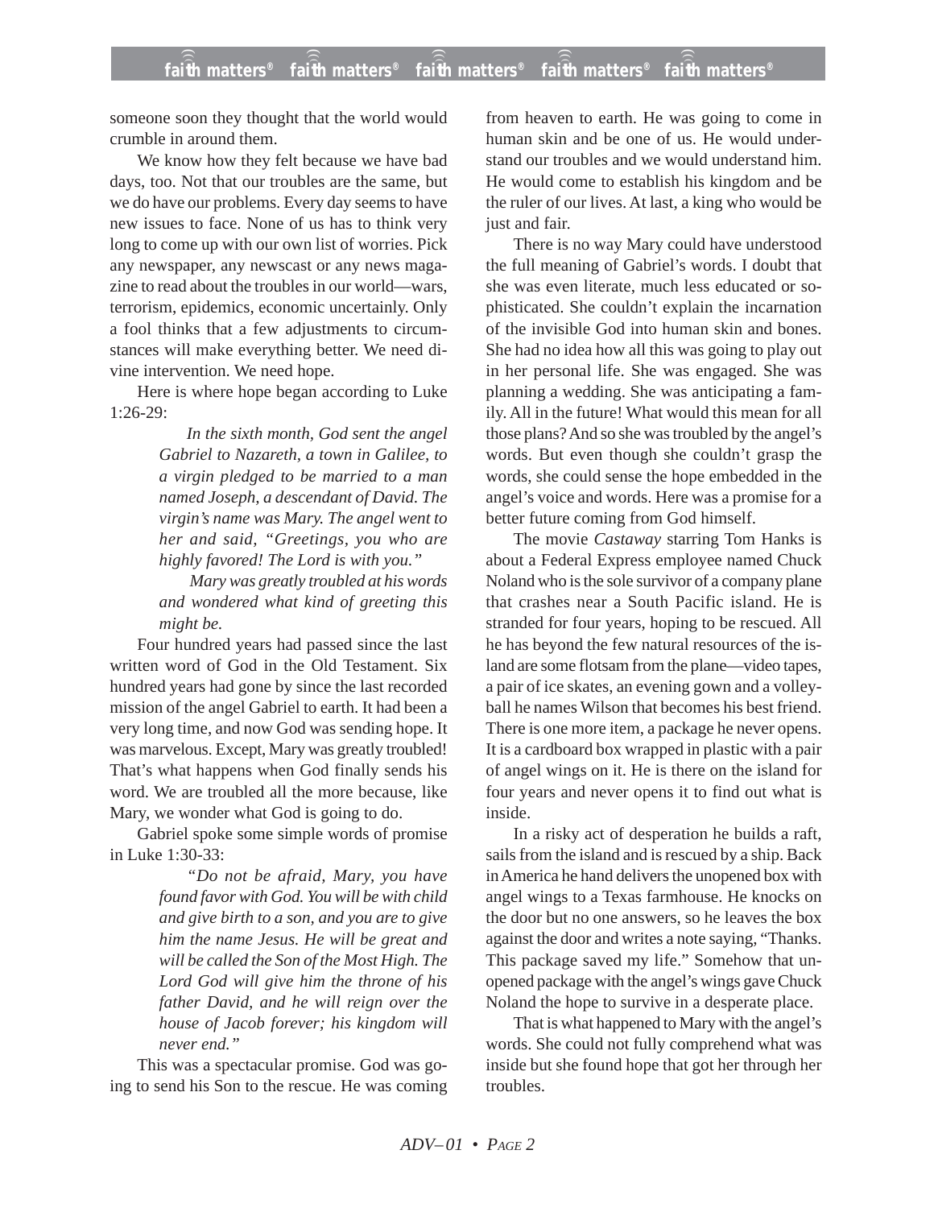someone soon they thought that the world would crumble in around them.

We know how they felt because we have bad days, too. Not that our troubles are the same, but we do have our problems. Every day seems to have new issues to face. None of us has to think very long to come up with our own list of worries. Pick any newspaper, any newscast or any news magazine to read about the troubles in our world—wars, terrorism, epidemics, economic uncertainly. Only a fool thinks that a few adjustments to circumstances will make everything better. We need divine intervention. We need hope.

Here is where hope began according to Luke 1:26-29:

> *In the sixth month, God sent the angel Gabriel to Nazareth, a town in Galilee, to a virgin pledged to be married to a man named Joseph, a descendant of David. The virgin's name was Mary. The angel went to her and said, "Greetings, you who are highly favored! The Lord is with you."*
>
> *Mary was greatly troubled at his words and wondered what kind of greeting this might be.*

Four hundred years had passed since the last written word of God in the Old Testament. Six hundred years had gone by since the last recorded mission of the angel Gabriel to earth. It had been a very long time, and now God was sending hope. It was marvelous. Except, Mary was greatly troubled! That's what happens when God finally sends his word. We are troubled all the more because, like Mary, we wonder what God is going to do.

Gabriel spoke some simple words of promise in Luke 1:30-33:

> *"Do not be afraid, Mary, you have found favor with God. You will be with child and give birth to a son, and you are to give him the name Jesus. He will be great and will be called the Son of the Most High. The Lord God will give him the throne of his father David, and he will reign over the house of Jacob forever; his kingdom will never end."*

This was a spectacular promise. God was going to send his Son to the rescue. He was coming from heaven to earth. He was going to come in human skin and be one of us. He would understand our troubles and we would understand him. He would come to establish his kingdom and be the ruler of our lives. At last, a king who would be just and fair.

There is no way Mary could have understood the full meaning of Gabriel's words. I doubt that she was even literate, much less educated or sophisticated. She couldn't explain the incarnation of the invisible God into human skin and bones. She had no idea how all this was going to play out in her personal life. She was engaged. She was planning a wedding. She was anticipating a family. All in the future! What would this mean for all those plans? And so she was troubled by the angel's words. But even though she couldn't grasp the words, she could sense the hope embedded in the angel's voice and words. Here was a promise for a better future coming from God himself.

The movie *Castaway* starring Tom Hanks is about a Federal Express employee named Chuck Noland who is the sole survivor of a company plane that crashes near a South Pacific island. He is stranded for four years, hoping to be rescued. All he has beyond the few natural resources of the island are some flotsam from the plane—video tapes, a pair of ice skates, an evening gown and a volleyball he names Wilson that becomes his best friend. There is one more item, a package he never opens. It is a cardboard box wrapped in plastic with a pair of angel wings on it. He is there on the island for four years and never opens it to find out what is inside.

In a risky act of desperation he builds a raft, sails from the island and is rescued by a ship. Back in America he hand delivers the unopened box with angel wings to a Texas farmhouse. He knocks on the door but no one answers, so he leaves the box against the door and writes a note saying, "Thanks. This package saved my life." Somehow that unopened package with the angel's wings gave Chuck Noland the hope to survive in a desperate place.

That is what happened to Mary with the angel's words. She could not fully comprehend what was inside but she found hope that got her through her troubles.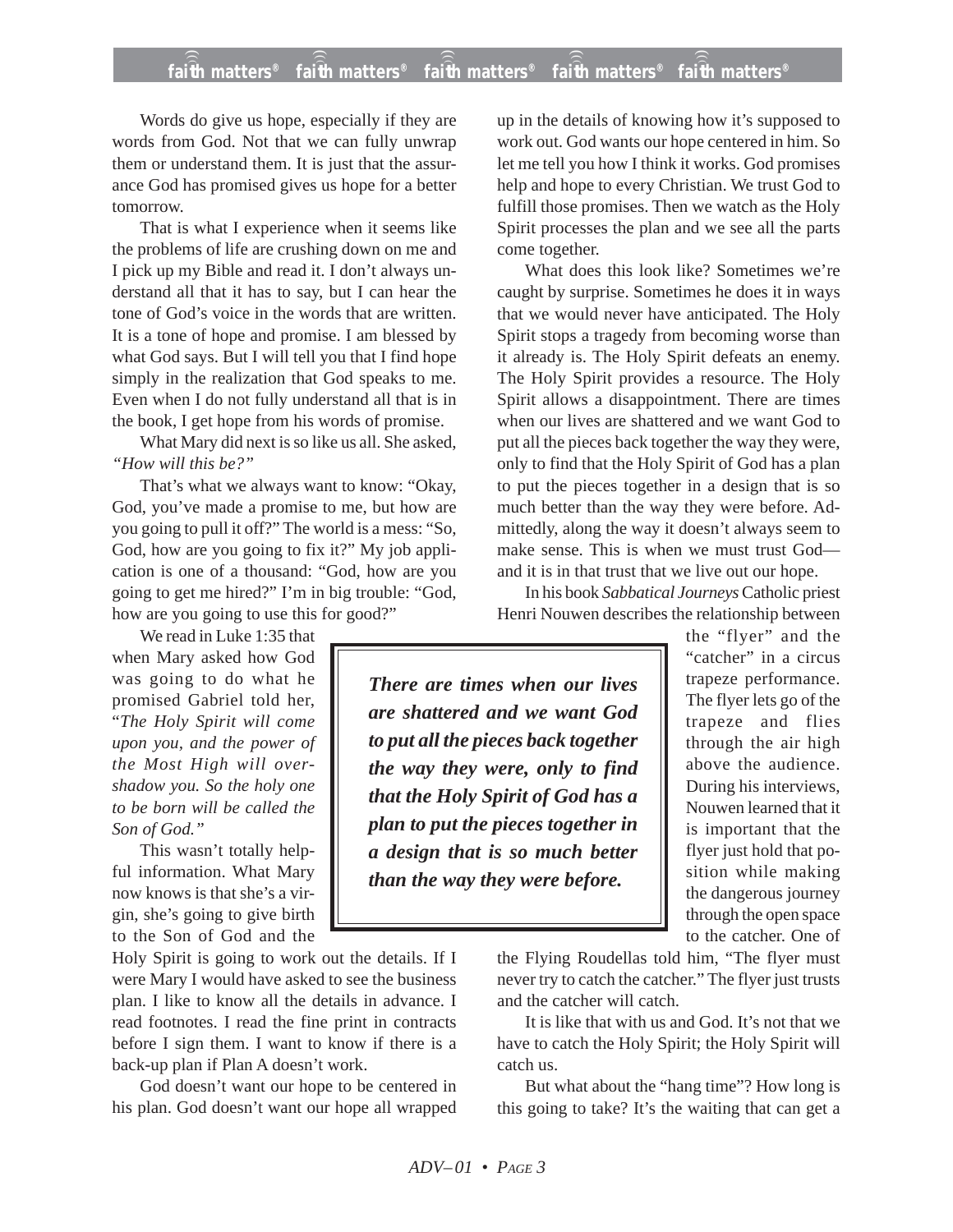Words do give us hope, especially if they are words from God. Not that we can fully unwrap them or understand them. It is just that the assurance God has promised gives us hope for a better tomorrow.

That is what I experience when it seems like the problems of life are crushing down on me and I pick up my Bible and read it. I don't always understand all that it has to say, but I can hear the tone of God's voice in the words that are written. It is a tone of hope and promise. I am blessed by what God says. But I will tell you that I find hope simply in the realization that God speaks to me. Even when I do not fully understand all that is in the book, I get hope from his words of promise.

What Mary did next is so like us all. She asked, *"How will this be?"*

That's what we always want to know: "Okay, God, you've made a promise to me, but how are you going to pull it off?" The world is a mess: "So, God, how are you going to fix it?" My job application is one of a thousand: "God, how are you going to get me hired?" I'm in big trouble: "God, how are you going to use this for good?"

We read in Luke 1:35 that when Mary asked how God was going to do what he promised Gabriel told her, "*The Holy Spirit will come upon you, and the power of the Most High will overshadow you. So the holy one to be born will be called the Son of God."*

This wasn't totally helpful information. What Mary now knows is that she's a virgin, she's going to give birth to the Son of God and the Holy Spirit is going to work out the details. If I were Mary I would have asked to see the business plan. I like to know all the details in advance. I read footnotes. I read the fine print in contracts before I sign them. I want to know if there is a back-up plan if Plan A doesn't work.

God doesn't want our hope to be centered in his plan. God doesn't want our hope all wrapped up in the details of knowing how it's supposed to work out. God wants our hope centered in him. So let me tell you how I think it works. God promises help and hope to every Christian. We trust God to fulfill those promises. Then we watch as the Holy Spirit processes the plan and we see all the parts come together.

What does this look like? Sometimes we're caught by surprise. Sometimes he does it in ways that we would never have anticipated. The Holy Spirit stops a tragedy from becoming worse than it already is. The Holy Spirit defeats an enemy. The Holy Spirit provides a resource. The Holy Spirit allows a disappointment. There are times when our lives are shattered and we want God to put all the pieces back together the way they were, only to find that the Holy Spirit of God has a plan to put the pieces together in a design that is so much better than the way they were before. Admittedly, along the way it doesn't always seem to make sense. This is when we must trust God—and it is in that trust that we live out our hope.

> ***There are times when our lives are shattered and we want God to put all the pieces back together the way they were, only to find that the Holy Spirit of God has a plan to put the pieces together in a design that is so much better than the way they were before.***

In his book *Sabbatical Journeys* Catholic priest Henri Nouwen describes the relationship between the "flyer" and the "catcher" in a circus trapeze performance. The flyer lets go of the trapeze and flies through the air high above the audience. During his interviews, Nouwen learned that it is important that the flyer just hold that position while making the dangerous journey through the open space to the catcher. One of the Flying Roudellas told him, "The flyer must never try to catch the catcher." The flyer just trusts and the catcher will catch.

It is like that with us and God. It's not that we have to catch the Holy Spirit; the Holy Spirit will catch us.

But what about the "hang time"? How long is this going to take? It's the waiting that can get a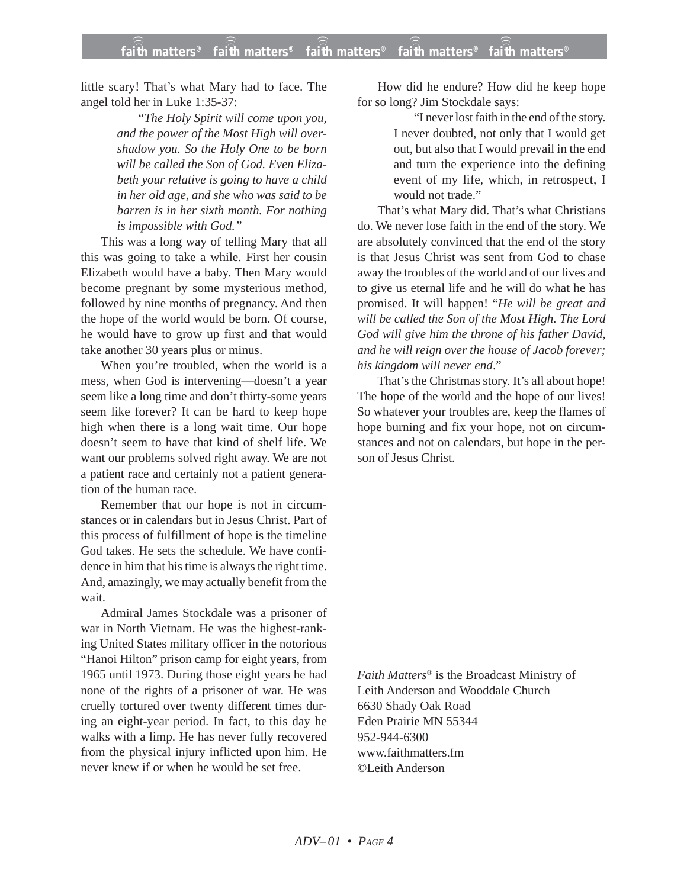little scary! That's what Mary had to face. The angel told her in Luke 1:35-37:

> *"The Holy Spirit will come upon you, and the power of the Most High will overshadow you. So the Holy One to be born will be called the Son of God. Even Elizabeth your relative is going to have a child in her old age, and she who was said to be barren is in her sixth month. For nothing is impossible with God."*

This was a long way of telling Mary that all this was going to take a while. First her cousin Elizabeth would have a baby. Then Mary would become pregnant by some mysterious method, followed by nine months of pregnancy. And then the hope of the world would be born. Of course, he would have to grow up first and that would take another 30 years plus or minus.

When you're troubled, when the world is a mess, when God is intervening—doesn't a year seem like a long time and don't thirty-some years seem like forever? It can be hard to keep hope high when there is a long wait time. Our hope doesn't seem to have that kind of shelf life. We want our problems solved right away. We are not a patient race and certainly not a patient generation of the human race.

Remember that our hope is not in circumstances or in calendars but in Jesus Christ. Part of this process of fulfillment of hope is the timeline God takes. He sets the schedule. We have confidence in him that his time is always the right time. And, amazingly, we may actually benefit from the wait.

Admiral James Stockdale was a prisoner of war in North Vietnam. He was the highest-ranking United States military officer in the notorious "Hanoi Hilton" prison camp for eight years, from 1965 until 1973. During those eight years he had none of the rights of a prisoner of war. He was cruelly tortured over twenty different times during an eight-year period. In fact, to this day he walks with a limp. He has never fully recovered from the physical injury inflicted upon him. He never knew if or when he would be set free.

How did he endure? How did he keep hope for so long? Jim Stockdale says:

> "I never lost faith in the end of the story. I never doubted, not only that I would get out, but also that I would prevail in the end and turn the experience into the defining event of my life, which, in retrospect, I would not trade."

That's what Mary did. That's what Christians do. We never lose faith in the end of the story. We are absolutely convinced that the end of the story is that Jesus Christ was sent from God to chase away the troubles of the world and of our lives and to give us eternal life and he will do what he has promised. It will happen! "*He will be great and will be called the Son of the Most High. The Lord God will give him the throne of his father David, and he will reign over the house of Jacob forever; his kingdom will never end*."

That's the Christmas story. It's all about hope! The hope of the world and the hope of our lives! So whatever your troubles are, keep the flames of hope burning and fix your hope, not on circumstances and not on calendars, but hope in the person of Jesus Christ.

*Faith Matters*® is the Broadcast Ministry of
Leith Anderson and Wooddale Church
6630 Shady Oak Road
Eden Prairie MN 55344
952-944-6300
www.faithmatters.fm
©Leith Anderson